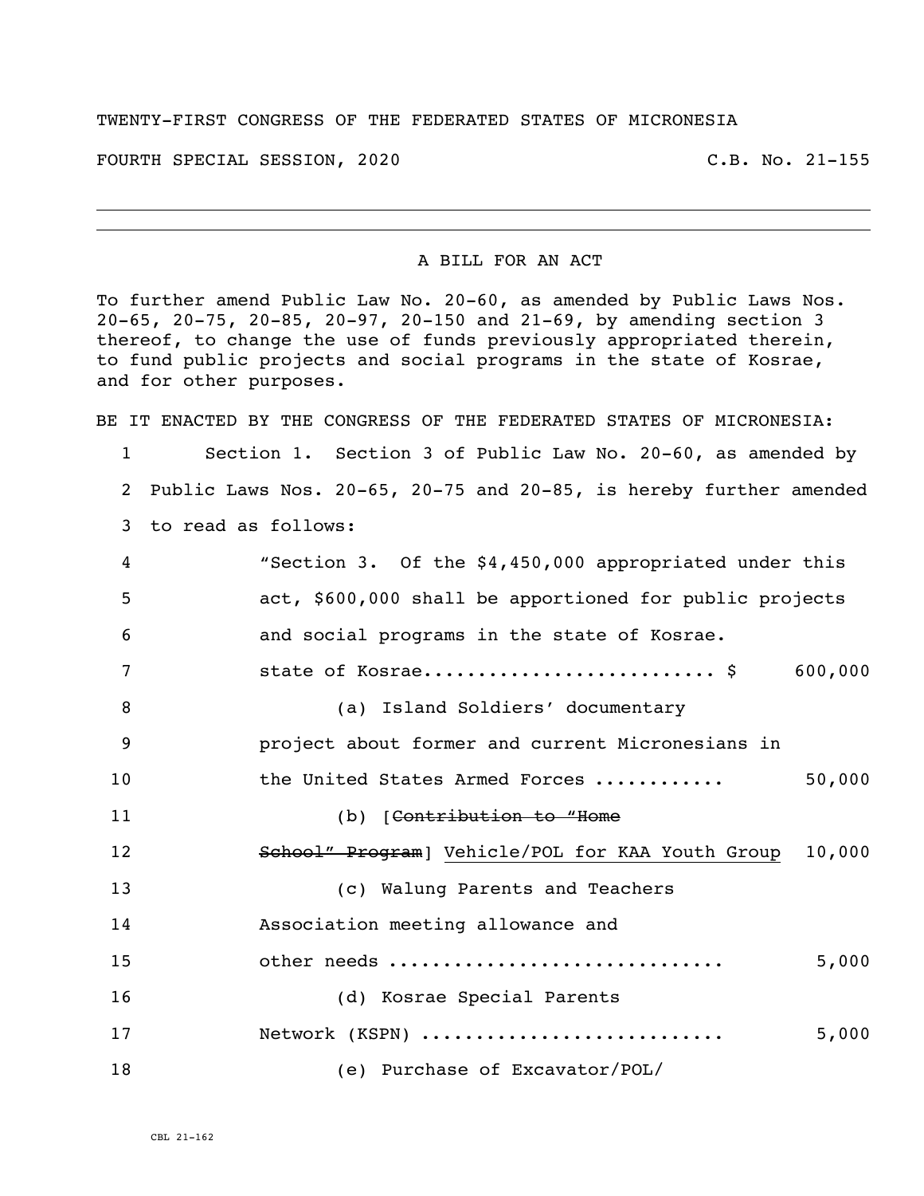TWENTY-FIRST CONGRESS OF THE FEDERATED STATES OF MICRONESIA

FOURTH SPECIAL SESSION, 2020 C.B. No. 21-155

---

A BILL FOR AN ACT

To further amend Public Law No. 20-60, as amended by Public Laws Nos. 20-65, 20-75, 20-85, 20-97, 20-150 and 21-69, by amending section 3 thereof, to change the use of funds previously appropriated therein, to fund public projects and social programs in the state of Kosrae, and for other purposes.

BE IT ENACTED BY THE CONGRESS OF THE FEDERATED STATES OF MICRONESIA:

1 Section 1. Section 3 of Public Law No. 20-60, as amended by
2 Public Laws Nos. 20-65, 20-75 and 20-85, is hereby further amended
3 to read as follows:

4 "Section 3. Of the $4,450,000 appropriated under this
5 act, $600,000 shall be apportioned for public projects
6 and social programs in the state of Kosrae.

7 state of Kosrae.......................... $ 600,000

8 (a) Island Soldiers' documentary
9 project about former and current Micronesians in
10 the United States Armed Forces ........... 50,000

11 (b) [~~Contribution to "Home~~
12 ~~School" Program~~] <u>Vehicle/POL for KAA Youth Group</u> 10,000

13 (c) Walung Parents and Teachers
14 Association meeting allowance and
15 other needs ............................. 5,000

16 (d) Kosrae Special Parents
17 Network (KSPN) .......................... 5,000

18 (e) Purchase of Excavator/POL/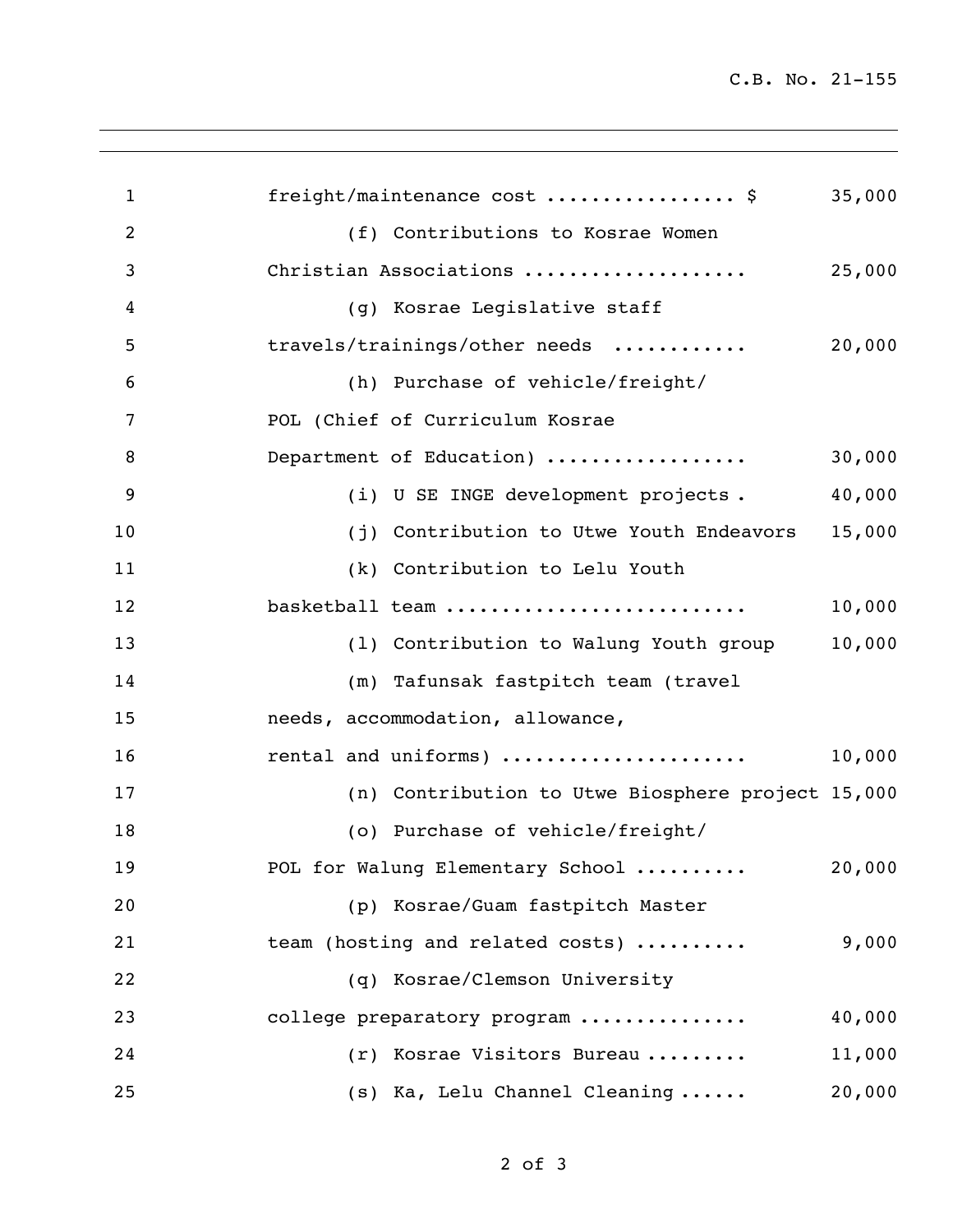freight/maintenance cost ................ $ 35,000

(f) Contributions to Kosrae Women Christian Associations ................... 25,000

(g) Kosrae Legislative staff travels/trainings/other needs ........... 20,000

(h) Purchase of vehicle/freight/ POL (Chief of Curriculum Kosrae Department of Education) ................. 30,000

(i) U SE INGE development projects . 40,000

(j) Contribution to Utwe Youth Endeavors 15,000

(k) Contribution to Lelu Youth basketball team .......................... 10,000

(l) Contribution to Walung Youth group 10,000

(m) Tafunsak fastpitch team (travel needs, accommodation, allowance, rental and uniforms) ..................... 10,000

(n) Contribution to Utwe Biosphere project 15,000

(o) Purchase of vehicle/freight/ POL for Walung Elementary School .......... 20,000

(p) Kosrae/Guam fastpitch Master team (hosting and related costs) .......... 9,000

(q) Kosrae/Clemson University college preparatory program .............. 40,000

(r) Kosrae Visitors Bureau ......... 11,000

(s) Ka, Lelu Channel Cleaning ...... 20,000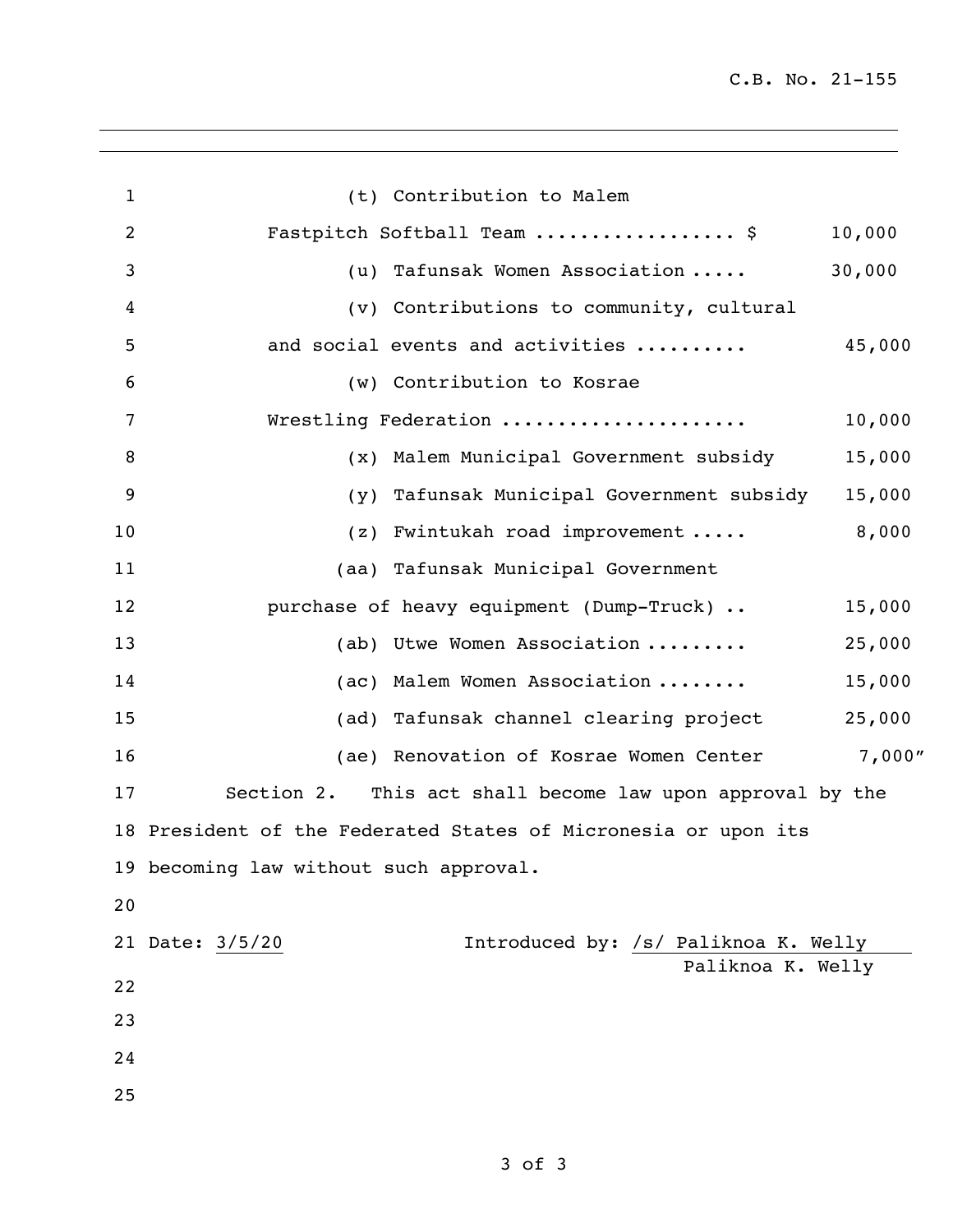(t) Contribution to Malem Fastpitch Softball Team .................. $ 10,000

(u) Tafunsak Women Association ..... 30,000

(v) Contributions to community, cultural and social events and activities .......... 45,000

(w) Contribution to Kosrae Wrestling Federation ..................... 10,000

(x) Malem Municipal Government subsidy 15,000

(y) Tafunsak Municipal Government subsidy 15,000

(z) Fwintukah road improvement ..... 8,000

(aa) Tafunsak Municipal Government purchase of heavy equipment (Dump-Truck) .. 15,000

(ab) Utwe Women Association ......... 25,000

(ac) Malem Women Association ........ 15,000

(ad) Tafunsak channel clearing project 25,000

(ae) Renovation of Kosrae Women Center 7,000"

Section 2. This act shall become law upon approval by the President of the Federated States of Micronesia or upon its becoming law without such approval.

Date: 3/5/20 Introduced by: /s/ Paliknoa K. Welly

Paliknoa K. Welly